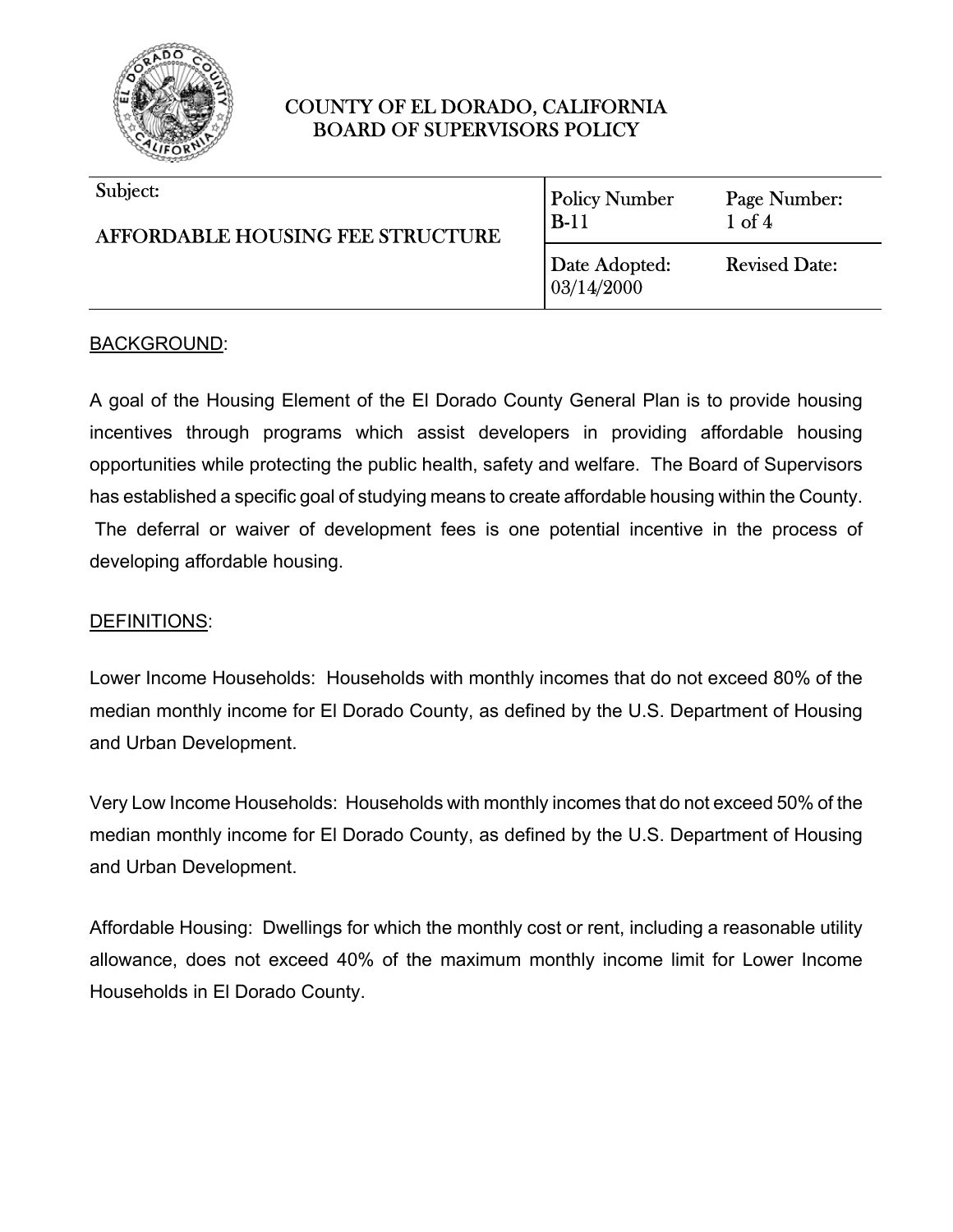# COUNTY OF EL DORADO, CALIFORNIA
## BOARD OF SUPERVISORS POLICY

| Subject: | Policy Number | Page Number: |
|---|---|---|
| AFFORDABLE HOUSING FEE STRUCTURE | B-11 | 1 of 4 |
| | Date Adopted: 03/14/2000 | Revised Date: |

BACKGROUND:

A goal of the Housing Element of the El Dorado County General Plan is to provide housing incentives through programs which assist developers in providing affordable housing opportunities while protecting the public health, safety and welfare. The Board of Supervisors has established a specific goal of studying means to create affordable housing within the County. The deferral or waiver of development fees is one potential incentive in the process of developing affordable housing.

DEFINITIONS:

Lower Income Households: Households with monthly incomes that do not exceed 80% of the median monthly income for El Dorado County, as defined by the U.S. Department of Housing and Urban Development.

Very Low Income Households: Households with monthly incomes that do not exceed 50% of the median monthly income for El Dorado County, as defined by the U.S. Department of Housing and Urban Development.

Affordable Housing: Dwellings for which the monthly cost or rent, including a reasonable utility allowance, does not exceed 40% of the maximum monthly income limit for Lower Income Households in El Dorado County.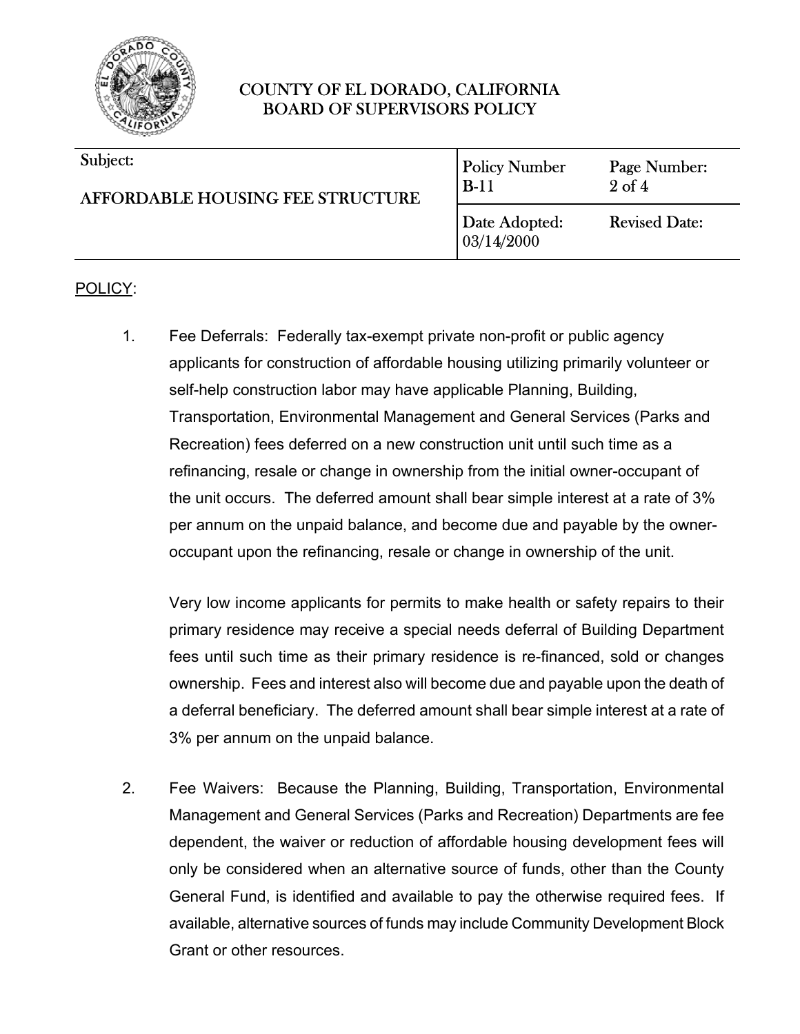COUNTY OF EL DORADO, CALIFORNIA
BOARD OF SUPERVISORS POLICY

| Subject: | Policy Number | Page Number: |
| --- | --- | --- |
| AFFORDABLE HOUSING FEE STRUCTURE | B-11 | 2 of 4 |
| | Date Adopted: 03/14/2000 | Revised Date: |

POLICY:

1. Fee Deferrals: Federally tax-exempt private non-profit or public agency applicants for construction of affordable housing utilizing primarily volunteer or self-help construction labor may have applicable Planning, Building, Transportation, Environmental Management and General Services (Parks and Recreation) fees deferred on a new construction unit until such time as a refinancing, resale or change in ownership from the initial owner-occupant of the unit occurs. The deferred amount shall bear simple interest at a rate of 3% per annum on the unpaid balance, and become due and payable by the owner-occupant upon the refinancing, resale or change in ownership of the unit.

   Very low income applicants for permits to make health or safety repairs to their primary residence may receive a special needs deferral of Building Department fees until such time as their primary residence is re-financed, sold or changes ownership. Fees and interest also will become due and payable upon the death of a deferral beneficiary. The deferred amount shall bear simple interest at a rate of 3% per annum on the unpaid balance.

2. Fee Waivers: Because the Planning, Building, Transportation, Environmental Management and General Services (Parks and Recreation) Departments are fee dependent, the waiver or reduction of affordable housing development fees will only be considered when an alternative source of funds, other than the County General Fund, is identified and available to pay the otherwise required fees. If available, alternative sources of funds may include Community Development Block Grant or other resources.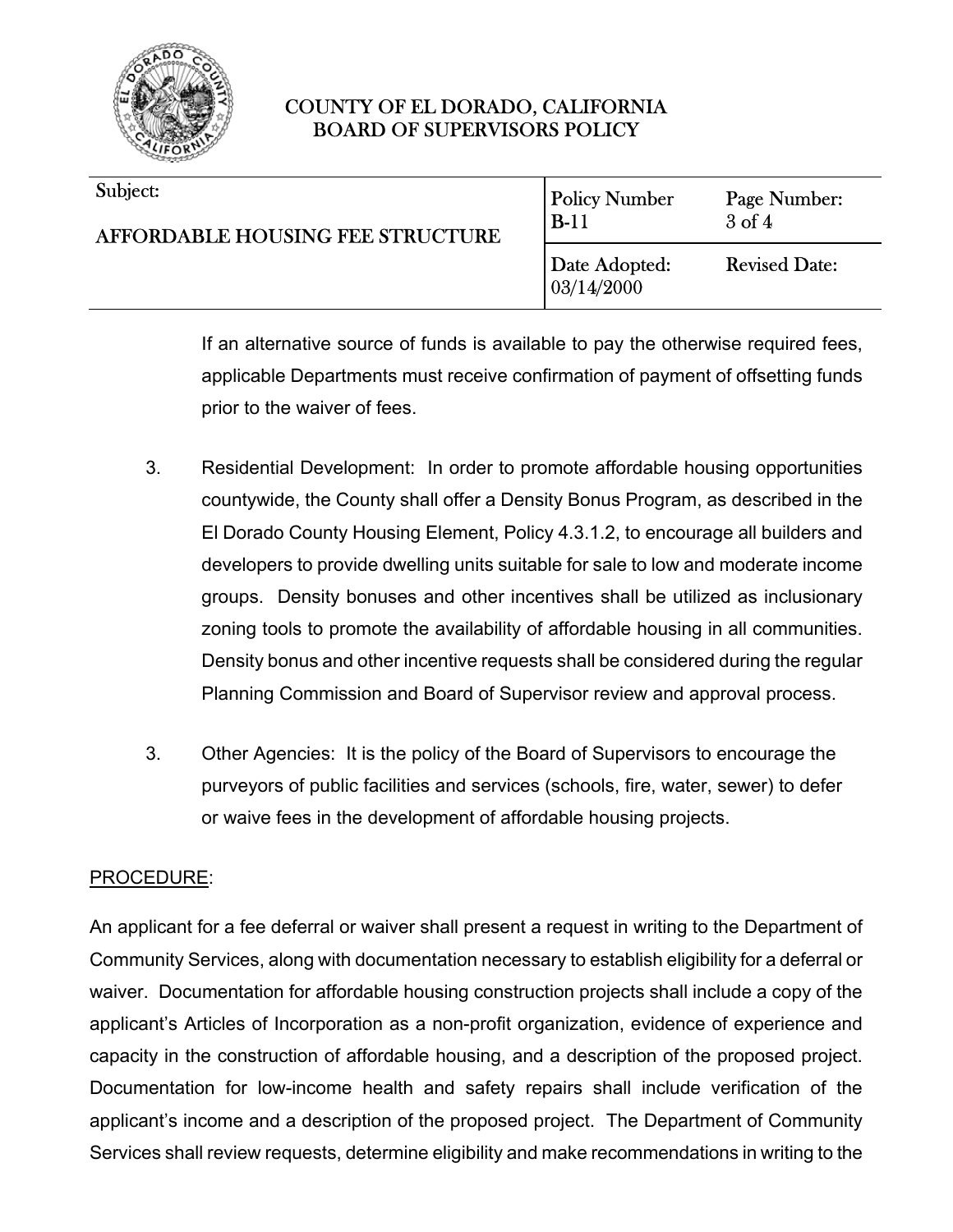If an alternative source of funds is available to pay the otherwise required fees, applicable Departments must receive confirmation of payment of offsetting funds prior to the waiver of fees.

3. Residential Development: In order to promote affordable housing opportunities countywide, the County shall offer a Density Bonus Program, as described in the El Dorado County Housing Element, Policy 4.3.1.2, to encourage all builders and developers to provide dwelling units suitable for sale to low and moderate income groups. Density bonuses and other incentives shall be utilized as inclusionary zoning tools to promote the availability of affordable housing in all communities. Density bonus and other incentive requests shall be considered during the regular Planning Commission and Board of Supervisor review and approval process.

3. Other Agencies: It is the policy of the Board of Supervisors to encourage the purveyors of public facilities and services (schools, fire, water, sewer) to defer or waive fees in the development of affordable housing projects.

<u>PROCEDURE</u>:

An applicant for a fee deferral or waiver shall present a request in writing to the Department of Community Services, along with documentation necessary to establish eligibility for a deferral or waiver. Documentation for affordable housing construction projects shall include a copy of the applicant's Articles of Incorporation as a non-profit organization, evidence of experience and capacity in the construction of affordable housing, and a description of the proposed project. Documentation for low-income health and safety repairs shall include verification of the applicant's income and a description of the proposed project. The Department of Community Services shall review requests, determine eligibility and make recommendations in writing to the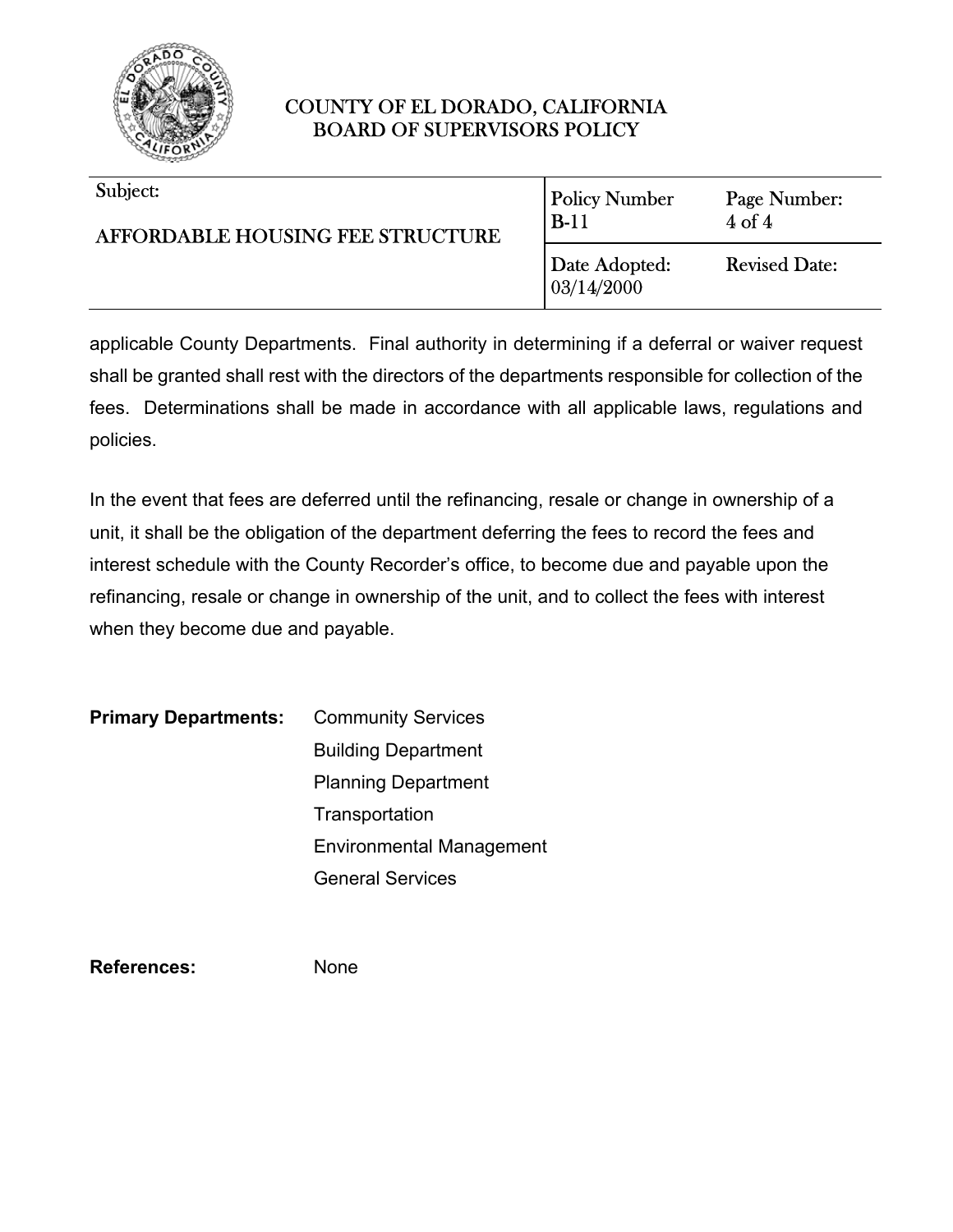applicable County Departments. Final authority in determining if a deferral or waiver request shall be granted shall rest with the directors of the departments responsible for collection of the fees. Determinations shall be made in accordance with all applicable laws, regulations and policies.

In the event that fees are deferred until the refinancing, resale or change in ownership of a unit, it shall be the obligation of the department deferring the fees to record the fees and interest schedule with the County Recorder's office, to become due and payable upon the refinancing, resale or change in ownership of the unit, and to collect the fees with interest when they become due and payable.

**Primary Departments:** Community Services
Building Department
Planning Department
Transportation
Environmental Management
General Services

**References:** None